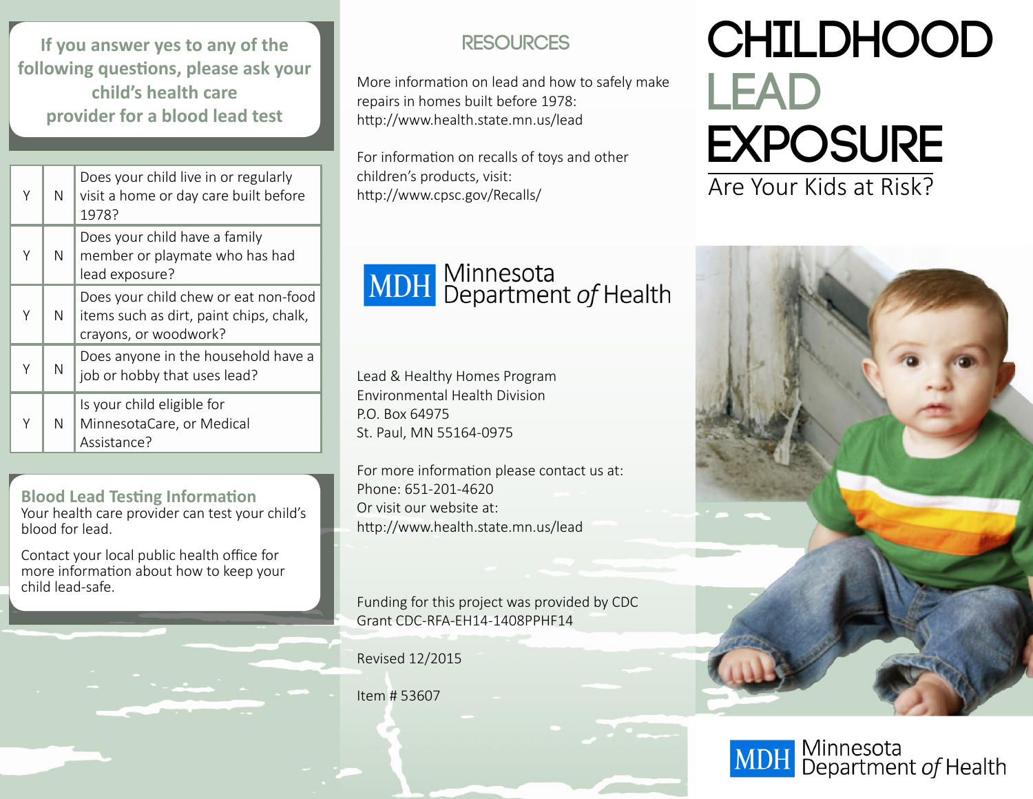**If you answer yes to any of the following questions, please ask your child's health care provider for a blood lead test**

| Y | N | Question |
|---|---|---|
| Y | N | Does your child live in or regularly visit a home or day care built before 1978? |
| Y | N | Does your child have a family member or playmate who has had lead exposure? |
| Y | N | Does your child chew or eat non-food items such as dirt, paint chips, chalk, crayons, or woodwork? |
| Y | N | Does anyone in the household have a job or hobby that uses lead? |
| Y | N | Is your child eligible for MinnesotaCare, or Medical Assistance? |

**Blood Lead Testing Information**

Your health care provider can test your child's blood for lead.

Contact your local public health office for more information about how to keep your child lead-safe.

## RESOURCES

More information on lead and how to safely make repairs in homes built before 1978:
http://www.health.state.mn.us/lead

For information on recalls of toys and other children's products, visit:
http://www.cpsc.gov/Recalls/

MDH Minnesota Department *of* Health

Lead & Healthy Homes Program
Environmental Health Division
P.O. Box 64975
St. Paul, MN 55164-0975

For more information please contact us at:
Phone: 651-201-4620
Or visit our website at:
http://www.health.state.mn.us/lead

Funding for this project was provided by CDC Grant CDC-RFA-EH14-1408PPHF14

Revised 12/2015

Item # 53607

# CHILDHOOD LEAD EXPOSURE

## Are Your Kids at Risk?

MDH Minnesota Department *of* Health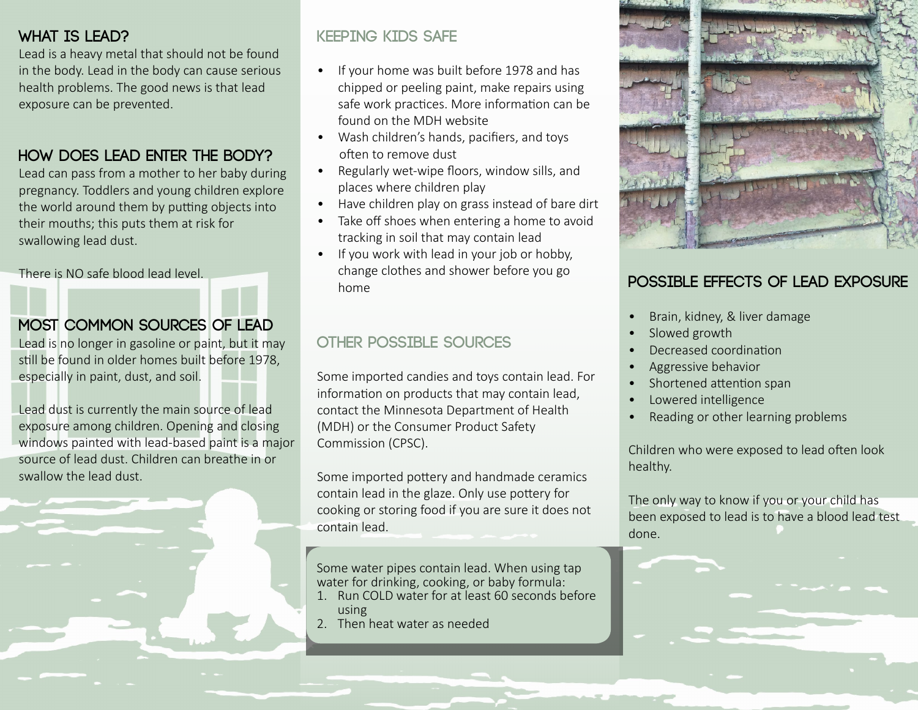## WHAT IS LEAD?

Lead is a heavy metal that should not be found in the body. Lead in the body can cause serious health problems. The good news is that lead exposure can be prevented.

## HOW DOES LEAD ENTER THE BODY?

Lead can pass from a mother to her baby during pregnancy. Toddlers and young children explore the world around them by putting objects into their mouths; this puts them at risk for swallowing lead dust.

There is NO safe blood lead level.

## MOST COMMON SOURCES OF LEAD

Lead is no longer in gasoline or paint, but it may still be found in older homes built before 1978, especially in paint, dust, and soil.

Lead dust is currently the main source of lead exposure among children. Opening and closing windows painted with lead-based paint is a major source of lead dust. Children can breathe in or swallow the lead dust.

## KEEPING KIDS SAFE

- If your home was built before 1978 and has chipped or peeling paint, make repairs using safe work practices. More information can be found on the MDH website
- Wash children's hands, pacifiers, and toys often to remove dust
- Regularly wet-wipe floors, window sills, and places where children play
- Have children play on grass instead of bare dirt
- Take off shoes when entering a home to avoid tracking in soil that may contain lead
- If you work with lead in your job or hobby, change clothes and shower before you go home

## OTHER POSSIBLE SOURCES

Some imported candies and toys contain lead. For information on products that may contain lead, contact the Minnesota Department of Health (MDH) or the Consumer Product Safety Commission (CPSC).

Some imported pottery and handmade ceramics contain lead in the glaze. Only use pottery for cooking or storing food if you are sure it does not contain lead.

Some water pipes contain lead. When using tap water for drinking, cooking, or baby formula:

1. Run COLD water for at least 60 seconds before using
2. Then heat water as needed

## POSSIBLE EFFECTS OF LEAD EXPOSURE

- Brain, kidney, & liver damage
- Slowed growth
- Decreased coordination
- Aggressive behavior
- Shortened attention span
- Lowered intelligence
- Reading or other learning problems

Children who were exposed to lead often look healthy.

The only way to know if you or your child has been exposed to lead is to have a blood lead test done.